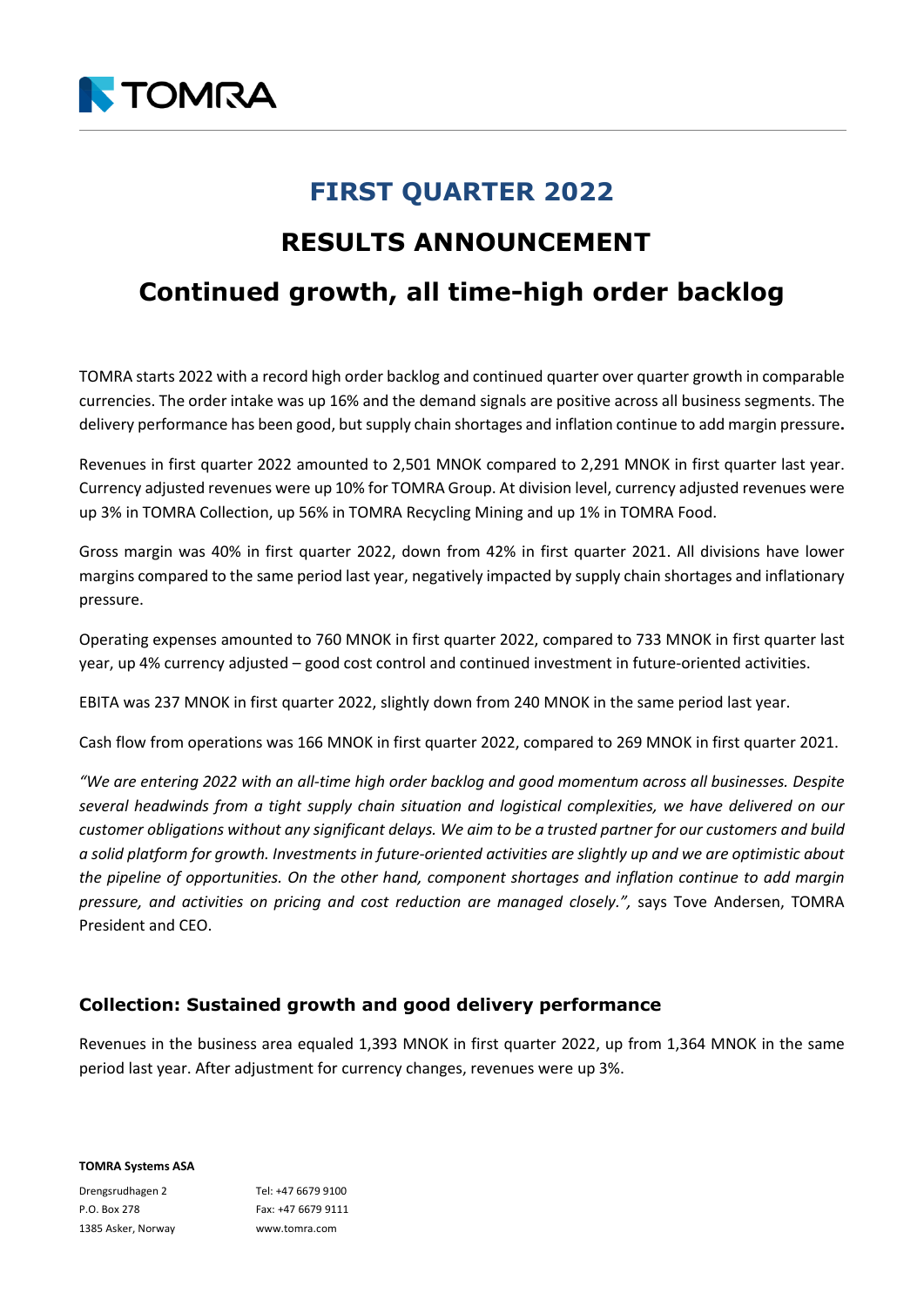# FIRST QUARTER 2022

# RESULTS ANNOUNCEMENT

# Continued growth, all time-high order backlog

TOMRA starts 2022 with a record high order backlog and continued quarter over quarter growth in comparable currencies. The order intake was up 16% and the demand signals are positive across all business segments. The delivery performance has been good, but supply chain shortages and inflation continue to add margin pressure**.**

Revenues in first quarter 2022 amounted to 2,501 MNOK compared to 2,291 MNOK in first quarter last year. Currency adjusted revenues were up 10% for TOMRA Group. At division level, currency adjusted revenues were up 3% in TOMRA Collection, up 56% in TOMRA Recycling Mining and up 1% in TOMRA Food.

Gross margin was 40% in first quarter 2022, down from 42% in first quarter 2021. All divisions have lower margins compared to the same period last year, negatively impacted by supply chain shortages and inflationary pressure.

Operating expenses amounted to 760 MNOK in first quarter 2022, compared to 733 MNOK in first quarter last year, up 4% currency adjusted – good cost control and continued investment in future-oriented activities.

EBITA was 237 MNOK in first quarter 2022, slightly down from 240 MNOK in the same period last year.

Cash flow from operations was 166 MNOK in first quarter 2022, compared to 269 MNOK in first quarter 2021.

*"We are entering 2022 with an all-time high order backlog and good momentum across all businesses. Despite several headwinds from a tight supply chain situation and logistical complexities, we have delivered on our customer obligations without any significant delays. We aim to be a trusted partner for our customers and build a solid platform for growth. Investments in future-oriented activities are slightly up and we are optimistic about the pipeline of opportunities. On the other hand, component shortages and inflation continue to add margin pressure, and activities on pricing and cost reduction are managed closely.",* says Tove Andersen, TOMRA President and CEO.

## Collection: Sustained growth and good delivery performance

Revenues in the business area equaled 1,393 MNOK in first quarter 2022, up from 1,364 MNOK in the same period last year. After adjustment for currency changes, revenues were up 3%.

**TOMRA Systems ASA**

Drengsrudhagen 2
P.O. Box 278
1385 Asker, Norway

Tel: +47 6679 9100
Fax: +47 6679 9111
www.tomra.com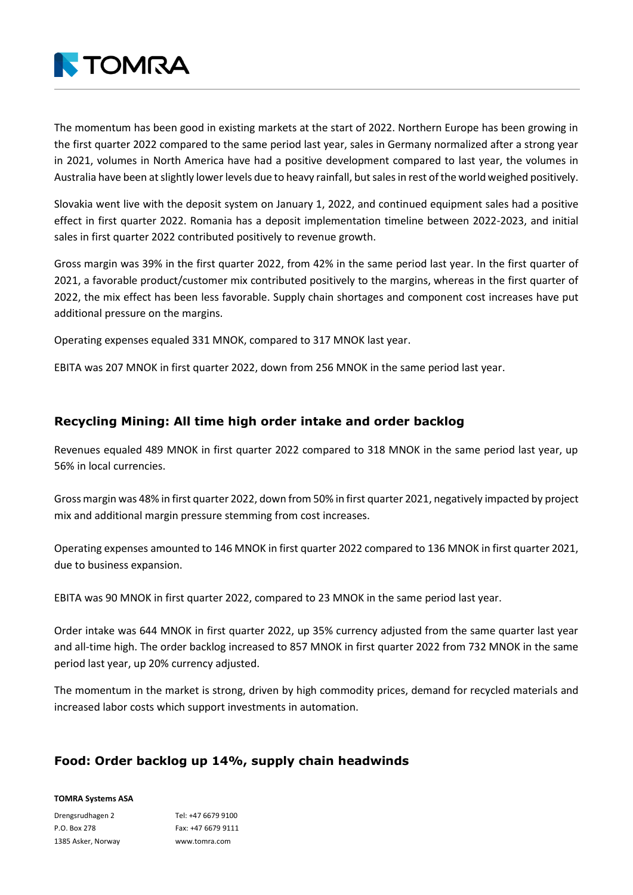The momentum has been good in existing markets at the start of 2022. Northern Europe has been growing in the first quarter 2022 compared to the same period last year, sales in Germany normalized after a strong year in 2021, volumes in North America have had a positive development compared to last year, the volumes in Australia have been at slightly lower levels due to heavy rainfall, but sales in rest of the world weighed positively.

Slovakia went live with the deposit system on January 1, 2022, and continued equipment sales had a positive effect in first quarter 2022. Romania has a deposit implementation timeline between 2022-2023, and initial sales in first quarter 2022 contributed positively to revenue growth.

Gross margin was 39% in the first quarter 2022, from 42% in the same period last year. In the first quarter of 2021, a favorable product/customer mix contributed positively to the margins, whereas in the first quarter of 2022, the mix effect has been less favorable. Supply chain shortages and component cost increases have put additional pressure on the margins.

Operating expenses equaled 331 MNOK, compared to 317 MNOK last year.

EBITA was 207 MNOK in first quarter 2022, down from 256 MNOK in the same period last year.

## Recycling Mining: All time high order intake and order backlog

Revenues equaled 489 MNOK in first quarter 2022 compared to 318 MNOK in the same period last year, up 56% in local currencies.

Gross margin was 48% in first quarter 2022, down from 50% in first quarter 2021, negatively impacted by project mix and additional margin pressure stemming from cost increases.

Operating expenses amounted to 146 MNOK in first quarter 2022 compared to 136 MNOK in first quarter 2021, due to business expansion.

EBITA was 90 MNOK in first quarter 2022, compared to 23 MNOK in the same period last year.

Order intake was 644 MNOK in first quarter 2022, up 35% currency adjusted from the same quarter last year and all-time high. The order backlog increased to 857 MNOK in first quarter 2022 from 732 MNOK in the same period last year, up 20% currency adjusted.

The momentum in the market is strong, driven by high commodity prices, demand for recycled materials and increased labor costs which support investments in automation.

## Food: Order backlog up 14%, supply chain headwinds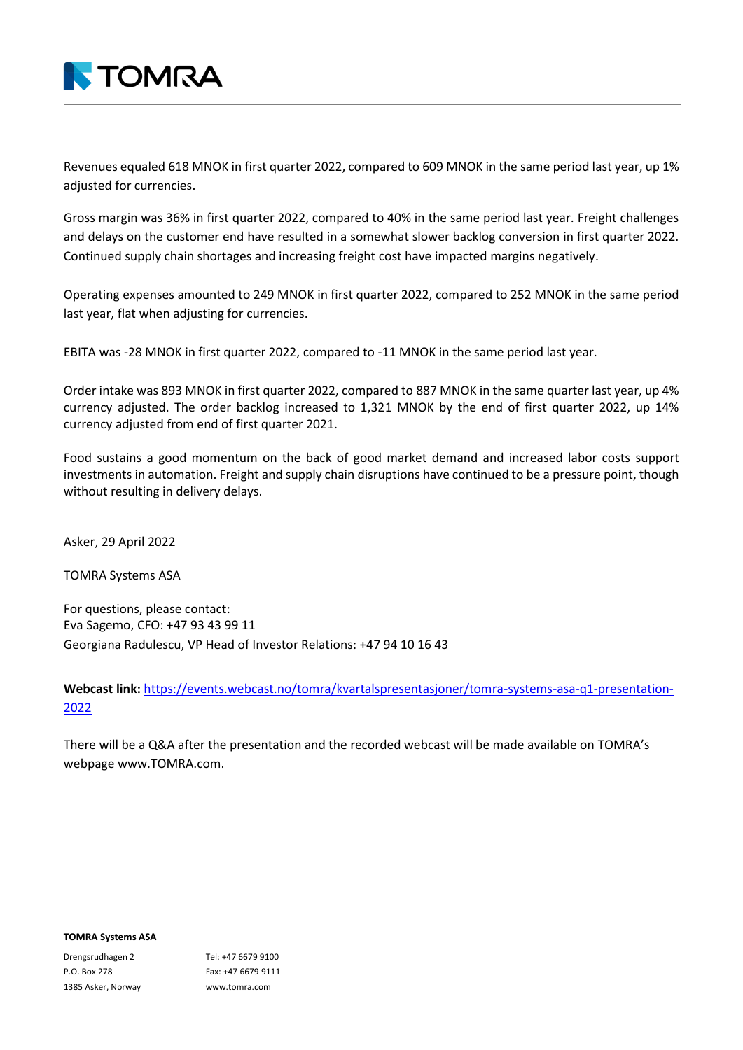Revenues equaled 618 MNOK in first quarter 2022, compared to 609 MNOK in the same period last year, up 1% adjusted for currencies.

Gross margin was 36% in first quarter 2022, compared to 40% in the same period last year. Freight challenges and delays on the customer end have resulted in a somewhat slower backlog conversion in first quarter 2022. Continued supply chain shortages and increasing freight cost have impacted margins negatively.

Operating expenses amounted to 249 MNOK in first quarter 2022, compared to 252 MNOK in the same period last year, flat when adjusting for currencies.

EBITA was -28 MNOK in first quarter 2022, compared to -11 MNOK in the same period last year.

Order intake was 893 MNOK in first quarter 2022, compared to 887 MNOK in the same quarter last year, up 4% currency adjusted. The order backlog increased to 1,321 MNOK by the end of first quarter 2022, up 14% currency adjusted from end of first quarter 2021.

Food sustains a good momentum on the back of good market demand and increased labor costs support investments in automation. Freight and supply chain disruptions have continued to be a pressure point, though without resulting in delivery delays.

Asker, 29 April 2022

TOMRA Systems ASA

For questions, please contact:
Eva Sagemo, CFO: +47 93 43 99 11
Georgiana Radulescu, VP Head of Investor Relations: +47 94 10 16 43

**Webcast link:** https://events.webcast.no/tomra/kvartalspresentasjoner/tomra-systems-asa-q1-presentation-2022

There will be a Q&A after the presentation and the recorded webcast will be made available on TOMRA's webpage www.TOMRA.com.